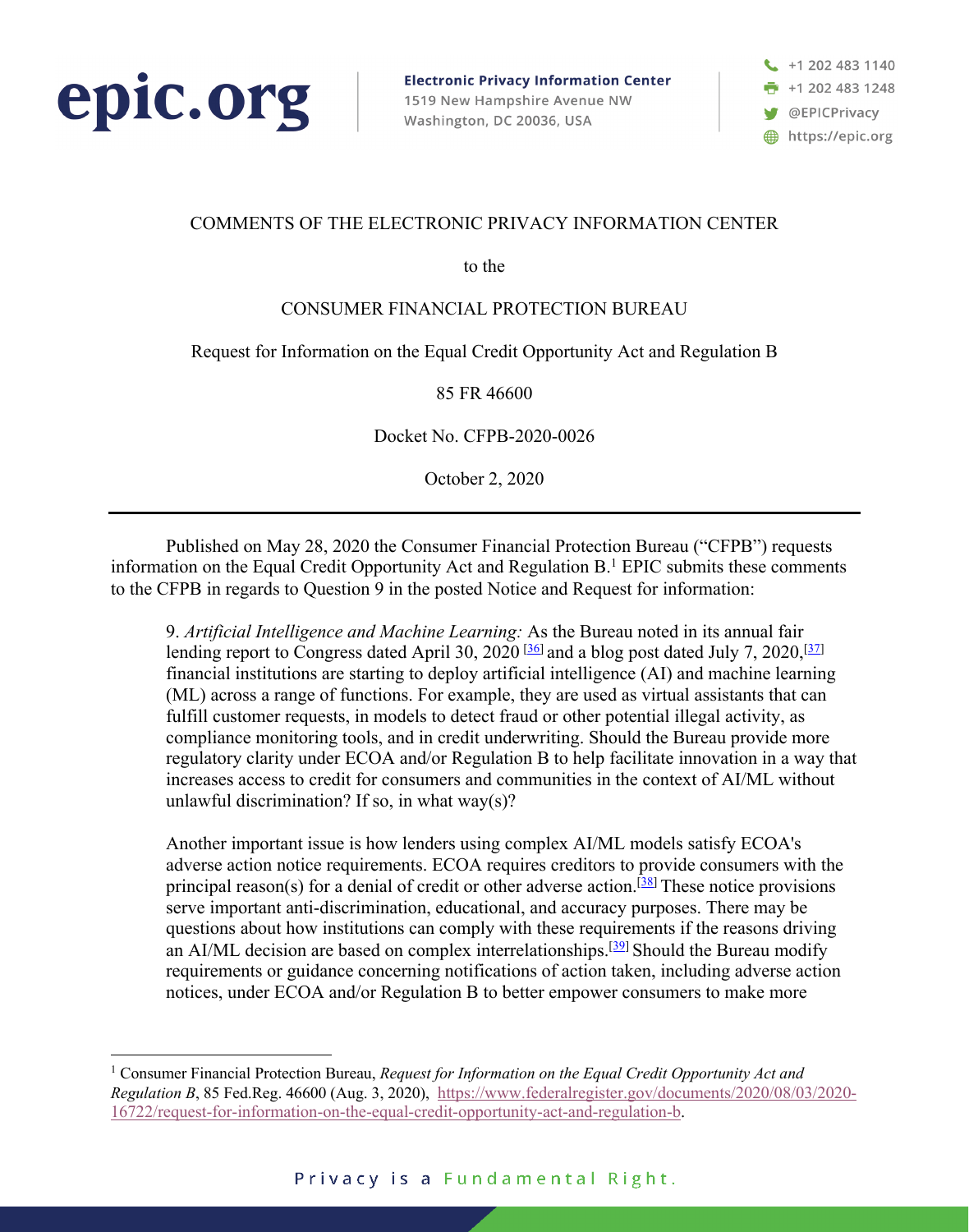epic.org

**Electronic Privacy Information Center**
1519 New Hampshire Avenue NW
Washington, DC 20036, USA

+1 202 483 1140
+1 202 483 1248
@EPICPrivacy
https://epic.org

COMMENTS OF THE ELECTRONIC PRIVACY INFORMATION CENTER

to the

CONSUMER FINANCIAL PROTECTION BUREAU

Request for Information on the Equal Credit Opportunity Act and Regulation B

85 FR 46600

Docket No. CFPB-2020-0026

October 2, 2020

---

Published on May 28, 2020 the Consumer Financial Protection Bureau ("CFPB") requests information on the Equal Credit Opportunity Act and Regulation B.[1] EPIC submits these comments to the CFPB in regards to Question 9 in the posted Notice and Request for information:

> 9. *Artificial Intelligence and Machine Learning:* As the Bureau noted in its annual fair lending report to Congress dated April 30, 2020 [36] and a blog post dated July 7, 2020,[37] financial institutions are starting to deploy artificial intelligence (AI) and machine learning (ML) across a range of functions. For example, they are used as virtual assistants that can fulfill customer requests, in models to detect fraud or other potential illegal activity, as compliance monitoring tools, and in credit underwriting. Should the Bureau provide more regulatory clarity under ECOA and/or Regulation B to help facilitate innovation in a way that increases access to credit for consumers and communities in the context of AI/ML without unlawful discrimination? If so, in what way(s)?
>
> Another important issue is how lenders using complex AI/ML models satisfy ECOA's adverse action notice requirements. ECOA requires creditors to provide consumers with the principal reason(s) for a denial of credit or other adverse action.[38] These notice provisions serve important anti-discrimination, educational, and accuracy purposes. There may be questions about how institutions can comply with these requirements if the reasons driving an AI/ML decision are based on complex interrelationships.[39] Should the Bureau modify requirements or guidance concerning notifications of action taken, including adverse action notices, under ECOA and/or Regulation B to better empower consumers to make more

---

[1] Consumer Financial Protection Bureau, *Request for Information on the Equal Credit Opportunity Act and Regulation B*, 85 Fed.Reg. 46600 (Aug. 3, 2020), https://www.federalregister.gov/documents/2020/08/03/2020-16722/request-for-information-on-the-equal-credit-opportunity-act-and-regulation-b.

Privacy is a Fundamental Right.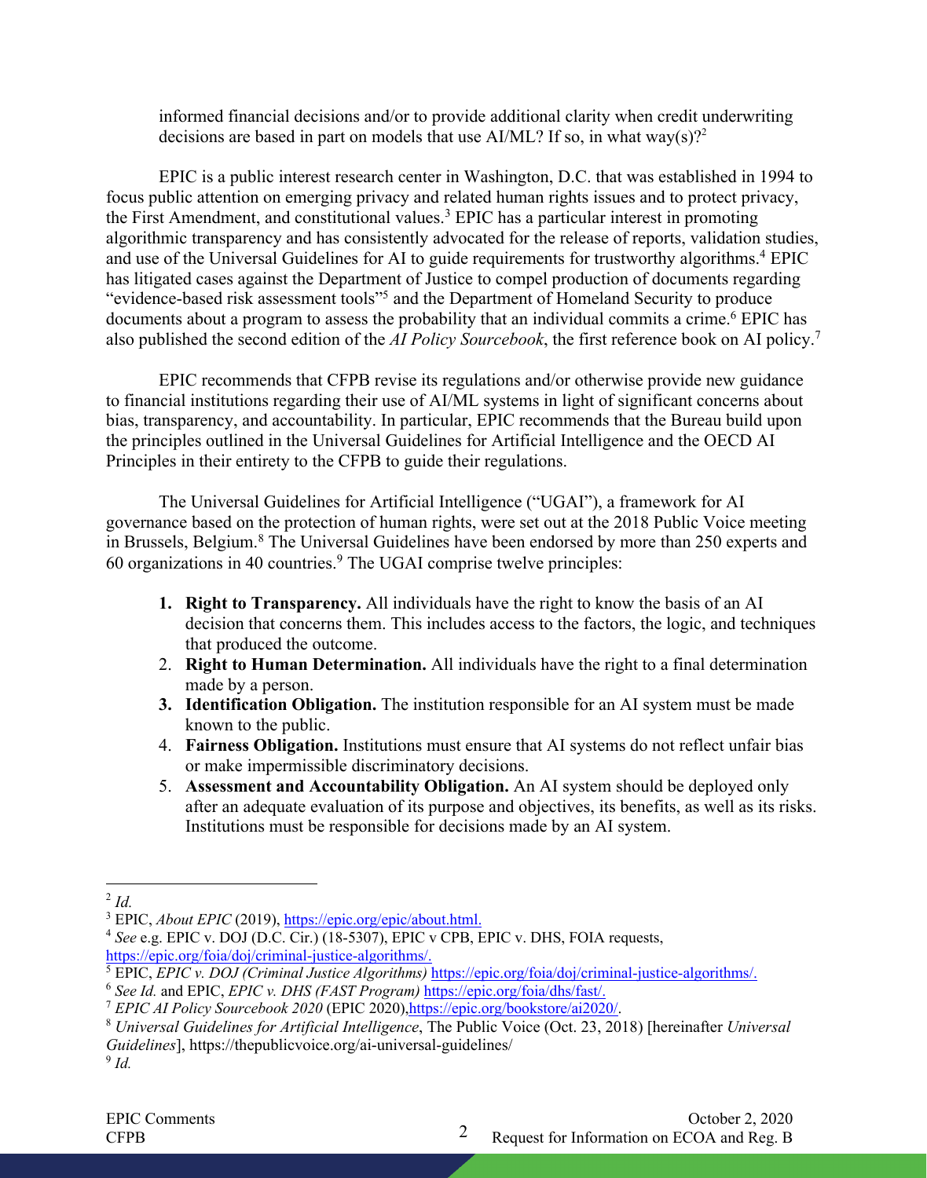informed financial decisions and/or to provide additional clarity when credit underwriting decisions are based in part on models that use AI/ML? If so, in what way(s)?[2]

EPIC is a public interest research center in Washington, D.C. that was established in 1994 to focus public attention on emerging privacy and related human rights issues and to protect privacy, the First Amendment, and constitutional values.[3] EPIC has a particular interest in promoting algorithmic transparency and has consistently advocated for the release of reports, validation studies, and use of the Universal Guidelines for AI to guide requirements for trustworthy algorithms.[4] EPIC has litigated cases against the Department of Justice to compel production of documents regarding "evidence-based risk assessment tools"[5] and the Department of Homeland Security to produce documents about a program to assess the probability that an individual commits a crime.[6] EPIC has also published the second edition of the *AI Policy Sourcebook*, the first reference book on AI policy.[7]

EPIC recommends that CFPB revise its regulations and/or otherwise provide new guidance to financial institutions regarding their use of AI/ML systems in light of significant concerns about bias, transparency, and accountability. In particular, EPIC recommends that the Bureau build upon the principles outlined in the Universal Guidelines for Artificial Intelligence and the OECD AI Principles in their entirety to the CFPB to guide their regulations.

The Universal Guidelines for Artificial Intelligence ("UGAI"), a framework for AI governance based on the protection of human rights, were set out at the 2018 Public Voice meeting in Brussels, Belgium.[8] The Universal Guidelines have been endorsed by more than 250 experts and 60 organizations in 40 countries.[9] The UGAI comprise twelve principles:

1. **Right to Transparency.** All individuals have the right to know the basis of an AI decision that concerns them. This includes access to the factors, the logic, and techniques that produced the outcome.
2. **Right to Human Determination.** All individuals have the right to a final determination made by a person.
3. **Identification Obligation.** The institution responsible for an AI system must be made known to the public.
4. **Fairness Obligation.** Institutions must ensure that AI systems do not reflect unfair bias or make impermissible discriminatory decisions.
5. **Assessment and Accountability Obligation.** An AI system should be deployed only after an adequate evaluation of its purpose and objectives, its benefits, as well as its risks. Institutions must be responsible for decisions made by an AI system.

---

[2] *Id.*

[3] EPIC, *About EPIC* (2019), https://epic.org/epic/about.html.

[4] *See* e.g. EPIC v. DOJ (D.C. Cir.) (18-5307), EPIC v CPB, EPIC v. DHS, FOIA requests, https://epic.org/foia/doj/criminal-justice-algorithms/.

[5] EPIC, *EPIC v. DOJ (Criminal Justice Algorithms)* https://epic.org/foia/doj/criminal-justice-algorithms/.

[6] *See Id.* and EPIC, *EPIC v. DHS (FAST Program)* https://epic.org/foia/dhs/fast/.

[7] *EPIC AI Policy Sourcebook 2020* (EPIC 2020),https://epic.org/bookstore/ai2020/.

[8] *Universal Guidelines for Artificial Intelligence*, The Public Voice (Oct. 23, 2018) [hereinafter *Universal Guidelines*], https://thepublicvoice.org/ai-universal-guidelines/

[9] *Id.*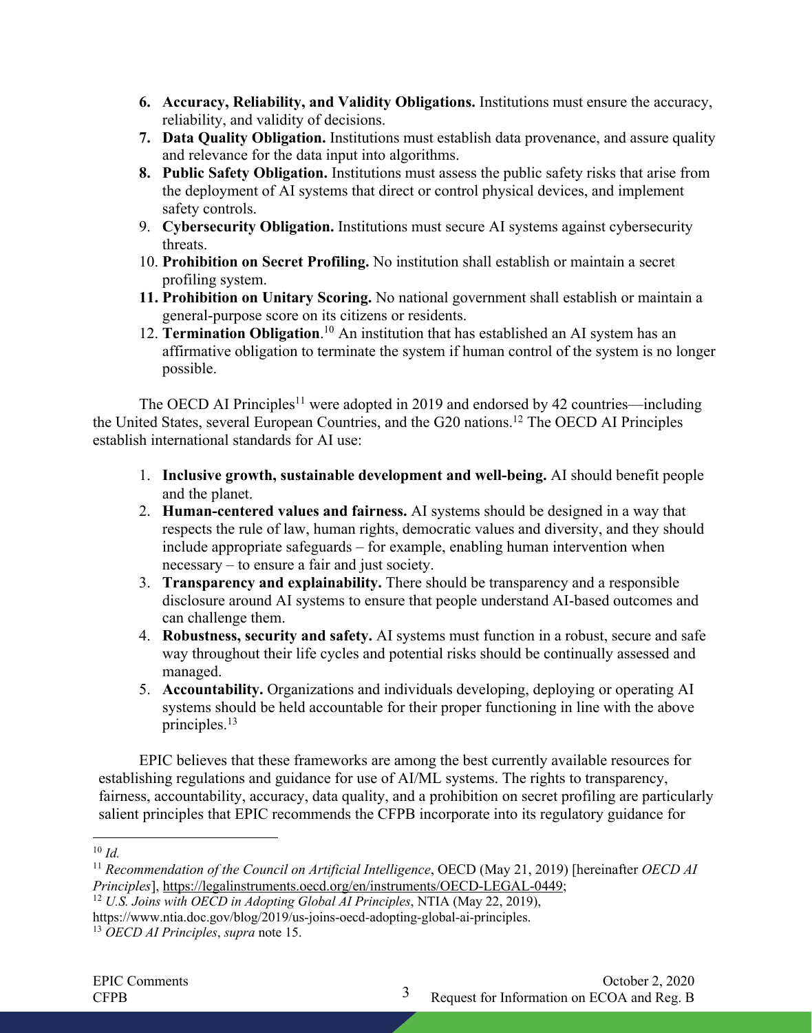6. **Accuracy, Reliability, and Validity Obligations.** Institutions must ensure the accuracy, reliability, and validity of decisions.
7. **Data Quality Obligation.** Institutions must establish data provenance, and assure quality and relevance for the data input into algorithms.
8. **Public Safety Obligation.** Institutions must assess the public safety risks that arise from the deployment of AI systems that direct or control physical devices, and implement safety controls.
9. **Cybersecurity Obligation.** Institutions must secure AI systems against cybersecurity threats.
10. **Prohibition on Secret Profiling.** No institution shall establish or maintain a secret profiling system.
11. **Prohibition on Unitary Scoring.** No national government shall establish or maintain a general-purpose score on its citizens or residents.
12. **Termination Obligation**.[10] An institution that has established an AI system has an affirmative obligation to terminate the system if human control of the system is no longer possible.

The OECD AI Principles[11] were adopted in 2019 and endorsed by 42 countries—including the United States, several European Countries, and the G20 nations.[12] The OECD AI Principles establish international standards for AI use:

1. **Inclusive growth, sustainable development and well-being.** AI should benefit people and the planet.
2. **Human-centered values and fairness.** AI systems should be designed in a way that respects the rule of law, human rights, democratic values and diversity, and they should include appropriate safeguards – for example, enabling human intervention when necessary – to ensure a fair and just society.
3. **Transparency and explainability.** There should be transparency and a responsible disclosure around AI systems to ensure that people understand AI-based outcomes and can challenge them.
4. **Robustness, security and safety.** AI systems must function in a robust, secure and safe way throughout their life cycles and potential risks should be continually assessed and managed.
5. **Accountability.** Organizations and individuals developing, deploying or operating AI systems should be held accountable for their proper functioning in line with the above principles.[13]

EPIC believes that these frameworks are among the best currently available resources for establishing regulations and guidance for use of AI/ML systems. The rights to transparency, fairness, accountability, accuracy, data quality, and a prohibition on secret profiling are particularly salient principles that EPIC recommends the CFPB incorporate into its regulatory guidance for

---

[10] *Id.*

[11] *Recommendation of the Council on Artificial Intelligence*, OECD (May 21, 2019) [hereinafter *OECD AI Principles*], https://legalinstruments.oecd.org/en/instruments/OECD-LEGAL-0449;

[12] *U.S. Joins with OECD in Adopting Global AI Principles*, NTIA (May 22, 2019), https://www.ntia.doc.gov/blog/2019/us-joins-oecd-adopting-global-ai-principles.

[13] *OECD AI Principles*, *supra* note 15.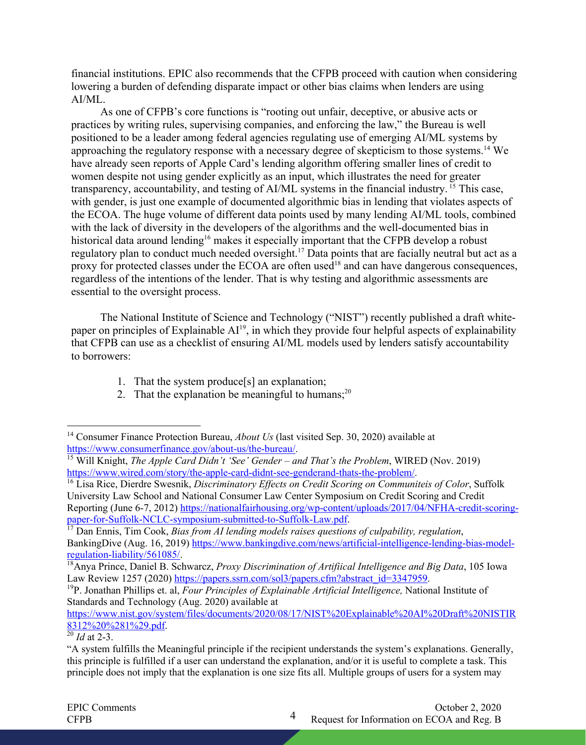financial institutions. EPIC also recommends that the CFPB proceed with caution when considering lowering a burden of defending disparate impact or other bias claims when lenders are using AI/ML.

As one of CFPB's core functions is "rooting out unfair, deceptive, or abusive acts or practices by writing rules, supervising companies, and enforcing the law," the Bureau is well positioned to be a leader among federal agencies regulating use of emerging AI/ML systems by approaching the regulatory response with a necessary degree of skepticism to those systems.[14] We have already seen reports of Apple Card's lending algorithm offering smaller lines of credit to women despite not using gender explicitly as an input, which illustrates the need for greater transparency, accountability, and testing of AI/ML systems in the financial industry. [15] This case, with gender, is just one example of documented algorithmic bias in lending that violates aspects of the ECOA. The huge volume of different data points used by many lending AI/ML tools, combined with the lack of diversity in the developers of the algorithms and the well-documented bias in historical data around lending[16] makes it especially important that the CFPB develop a robust regulatory plan to conduct much needed oversight.[17] Data points that are facially neutral but act as a proxy for protected classes under the ECOA are often used[18] and can have dangerous consequences, regardless of the intentions of the lender. That is why testing and algorithmic assessments are essential to the oversight process.

The National Institute of Science and Technology ("NIST") recently published a draft white-paper on principles of Explainable AI[19], in which they provide four helpful aspects of explainability that CFPB can use as a checklist of ensuring AI/ML models used by lenders satisfy accountability to borrowers:

1. That the system produce[s] an explanation;
2. That the explanation be meaningful to humans;[20]

---

[14] Consumer Finance Protection Bureau, *About Us* (last visited Sep. 30, 2020) available at https://www.consumerfinance.gov/about-us/the-bureau/.

[15] Will Knight, *The Apple Card Didn't 'See' Gender – and That's the Problem*, WIRED (Nov. 2019) https://www.wired.com/story/the-apple-card-didnt-see-genderand-thats-the-problem/.

[16] Lisa Rice, Dierdre Swesnik, *Discriminatory Effects on Credit Scoring on Communiteis of Color*, Suffolk University Law School and National Consumer Law Center Symposium on Credit Scoring and Credit Reporting (June 6-7, 2012) https://nationalfairhousing.org/wp-content/uploads/2017/04/NFHA-credit-scoring-paper-for-Suffolk-NCLC-symposium-submitted-to-Suffolk-Law.pdf.

[17] Dan Ennis, Tim Cook, *Bias from AI lending models raises questions of culpability, regulation*, BankingDive (Aug. 16, 2019) https://www.bankingdive.com/news/artificial-intelligence-lending-bias-model-regulation-liability/561085/.

[18] Anya Prince, Daniel B. Schwarcz, *Proxy Discrimination of Artifiical Intelligence and Big Data*, 105 Iowa Law Review 1257 (2020) https://papers.ssrn.com/sol3/papers.cfm?abstract_id=3347959.

[19] P. Jonathan Phillips et. al, *Four Principles of Explainable Artificial Intelligence,* National Institute of Standards and Technology (Aug. 2020) available at https://www.nist.gov/system/files/documents/2020/08/17/NIST%20Explainable%20AI%20Draft%20NISTIR8312%20%281%29.pdf.

[20] *Id* at 2-3.

"A system fulfills the Meaningful principle if the recipient understands the system's explanations. Generally, this principle is fulfilled if a user can understand the explanation, and/or it is useful to complete a task. This principle does not imply that the explanation is one size fits all. Multiple groups of users for a system may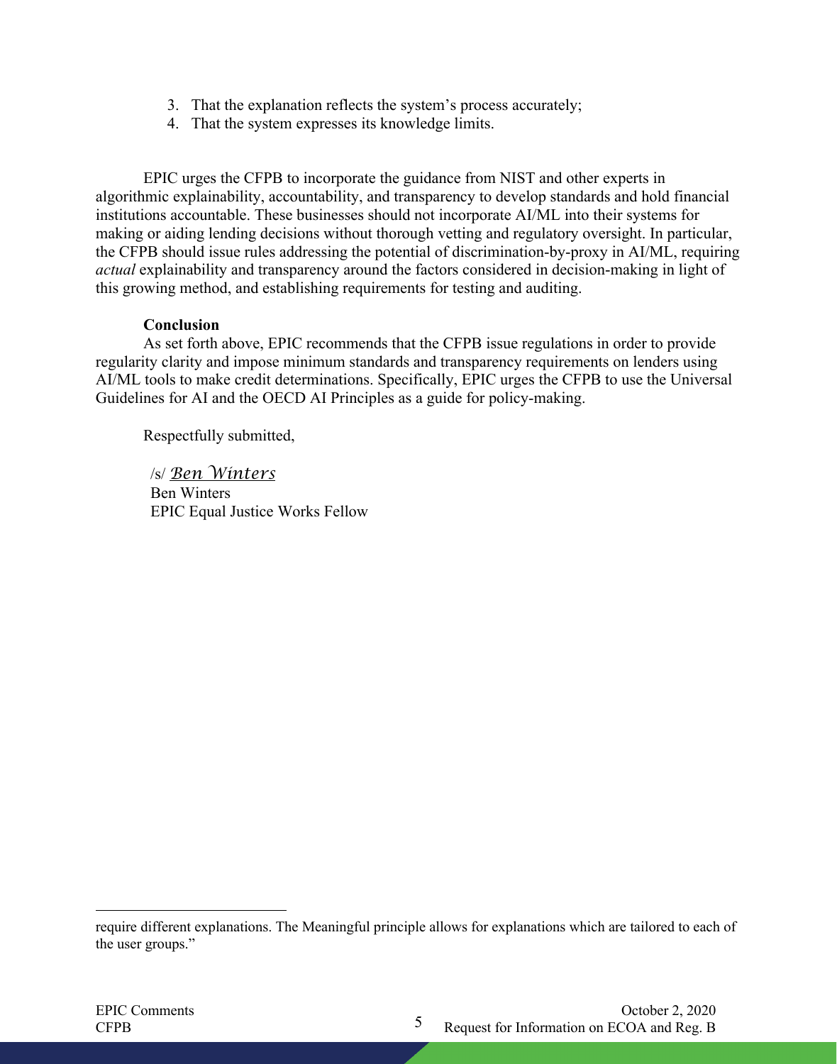3. That the explanation reflects the system's process accurately;
4. That the system expresses its knowledge limits.

EPIC urges the CFPB to incorporate the guidance from NIST and other experts in algorithmic explainability, accountability, and transparency to develop standards and hold financial institutions accountable. These businesses should not incorporate AI/ML into their systems for making or aiding lending decisions without thorough vetting and regulatory oversight. In particular, the CFPB should issue rules addressing the potential of discrimination-by-proxy in AI/ML, requiring *actual* explainability and transparency around the factors considered in decision-making in light of this growing method, and establishing requirements for testing and auditing.

**Conclusion**

As set forth above, EPIC recommends that the CFPB issue regulations in order to provide regularity clarity and impose minimum standards and transparency requirements on lenders using AI/ML tools to make credit determinations. Specifically, EPIC urges the CFPB to use the Universal Guidelines for AI and the OECD AI Principles as a guide for policy-making.

Respectfully submitted,

/s/ *Ben Winters*
Ben Winters
EPIC Equal Justice Works Fellow

---

require different explanations. The Meaningful principle allows for explanations which are tailored to each of the user groups."